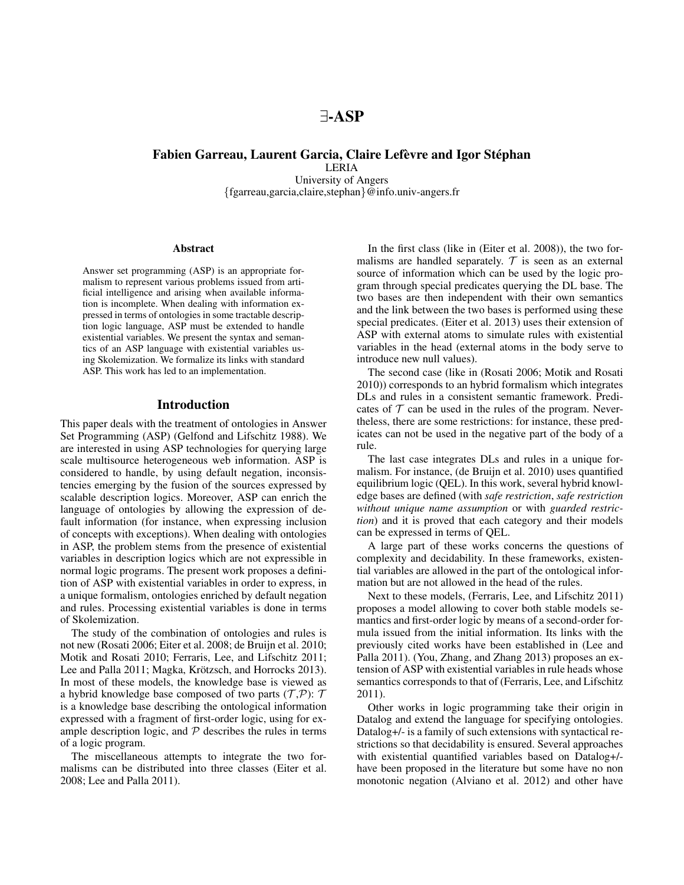# ∃-ASP

**Fabien Garreau, Laurent Garcia, Claire Lefèvre and Igor Stéphan**
LERIA
University of Angers
{fgarreau,garcia,claire,stephan}@info.univ-angers.fr

### Abstract

Answer set programming (ASP) is an appropriate formalism to represent various problems issued from artificial intelligence and arising when available information is incomplete. When dealing with information expressed in terms of ontologies in some tractable description logic language, ASP must be extended to handle existential variables. We present the syntax and semantics of an ASP language with existential variables using Skolemization. We formalize its links with standard ASP. This work has led to an implementation.

## Introduction

This paper deals with the treatment of ontologies in Answer Set Programming (ASP) (Gelfond and Lifschitz 1988). We are interested in using ASP technologies for querying large scale multisource heterogeneous web information. ASP is considered to handle, by using default negation, inconsistencies emerging by the fusion of the sources expressed by scalable description logics. Moreover, ASP can enrich the language of ontologies by allowing the expression of default information (for instance, when expressing inclusion of concepts with exceptions). When dealing with ontologies in ASP, the problem stems from the presence of existential variables in description logics which are not expressible in normal logic programs. The present work proposes a definition of ASP with existential variables in order to express, in a unique formalism, ontologies enriched by default negation and rules. Processing existential variables is done in terms of Skolemization.

The study of the combination of ontologies and rules is not new (Rosati 2006; Eiter et al. 2008; de Bruijn et al. 2010; Motik and Rosati 2010; Ferraris, Lee, and Lifschitz 2011; Lee and Palla 2011; Magka, Krötzsch, and Horrocks 2013). In most of these models, the knowledge base is viewed as a hybrid knowledge base composed of two parts ($\mathcal{T}$,$\mathcal{P}$): $\mathcal{T}$ is a knowledge base describing the ontological information expressed with a fragment of first-order logic, using for example description logic, and $\mathcal{P}$ describes the rules in terms of a logic program.

The miscellaneous attempts to integrate the two formalisms can be distributed into three classes (Eiter et al. 2008; Lee and Palla 2011).

In the first class (like in (Eiter et al. 2008)), the two formalisms are handled separately. $\mathcal{T}$ is seen as an external source of information which can be used by the logic program through special predicates querying the DL base. The two bases are then independent with their own semantics and the link between the two bases is performed using these special predicates. (Eiter et al. 2013) uses their extension of ASP with external atoms to simulate rules with existential variables in the head (external atoms in the body serve to introduce new null values).

The second case (like in (Rosati 2006; Motik and Rosati 2010)) corresponds to an hybrid formalism which integrates DLs and rules in a consistent semantic framework. Predicates of $\mathcal{T}$ can be used in the rules of the program. Nevertheless, there are some restrictions: for instance, these predicates can not be used in the negative part of the body of a rule.

The last case integrates DLs and rules in a unique formalism. For instance, (de Bruijn et al. 2010) uses quantified equilibrium logic (QEL). In this work, several hybrid knowledge bases are defined (with *safe restriction*, *safe restriction without unique name assumption* or with *guarded restriction*) and it is proved that each category and their models can be expressed in terms of QEL.

A large part of these works concerns the questions of complexity and decidability. In these frameworks, existential variables are allowed in the part of the ontological information but are not allowed in the head of the rules.

Next to these models, (Ferraris, Lee, and Lifschitz 2011) proposes a model allowing to cover both stable models semantics and first-order logic by means of a second-order formula issued from the initial information. Its links with the previously cited works have been established in (Lee and Palla 2011). (You, Zhang, and Zhang 2013) proposes an extension of ASP with existential variables in rule heads whose semantics corresponds to that of (Ferraris, Lee, and Lifschitz 2011).

Other works in logic programming take their origin in Datalog and extend the language for specifying ontologies. Datalog+/- is a family of such extensions with syntactical restrictions so that decidability is ensured. Several approaches with existential quantified variables based on Datalog+/- have been proposed in the literature but some have no non monotonic negation (Alviano et al. 2012) and other have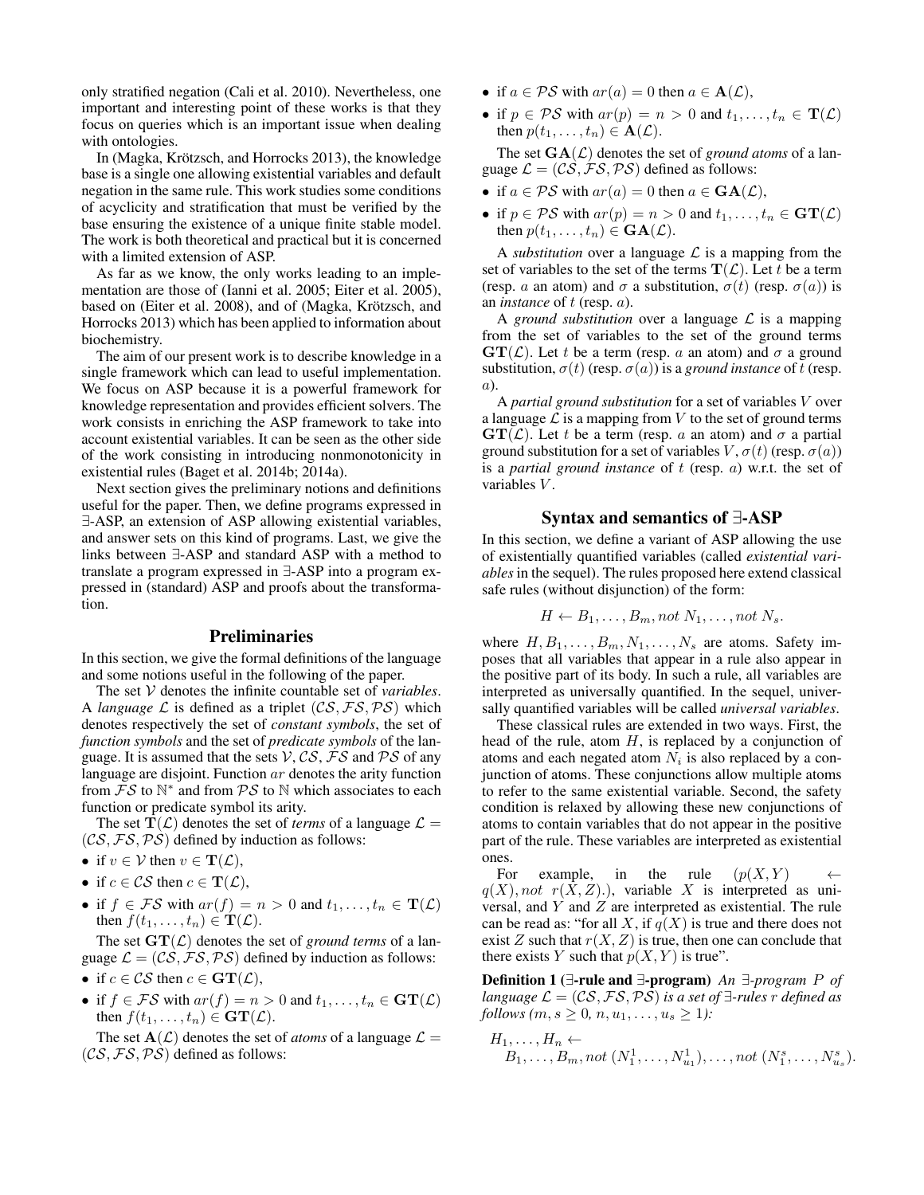only stratified negation (Cali et al. 2010). Nevertheless, one important and interesting point of these works is that they focus on queries which is an important issue when dealing with ontologies.

In (Magka, Krötzsch, and Horrocks 2013), the knowledge base is a single one allowing existential variables and default negation in the same rule. This work studies some conditions of acyclicity and stratification that must be verified by the base ensuring the existence of a unique finite stable model. The work is both theoretical and practical but it is concerned with a limited extension of ASP.

As far as we know, the only works leading to an implementation are those of (Ianni et al. 2005; Eiter et al. 2005), based on (Eiter et al. 2008), and of (Magka, Krötzsch, and Horrocks 2013) which has been applied to information about biochemistry.

The aim of our present work is to describe knowledge in a single framework which can lead to useful implementation. We focus on ASP because it is a powerful framework for knowledge representation and provides efficient solvers. The work consists in enriching the ASP framework to take into account existential variables. It can be seen as the other side of the work consisting in introducing nonmonotonicity in existential rules (Baget et al. 2014b; 2014a).

Next section gives the preliminary notions and definitions useful for the paper. Then, we define programs expressed in ∃-ASP, an extension of ASP allowing existential variables, and answer sets on this kind of programs. Last, we give the links between ∃-ASP and standard ASP with a method to translate a program expressed in ∃-ASP into a program expressed in (standard) ASP and proofs about the transformation.

## Preliminaries

In this section, we give the formal definitions of the language and some notions useful in the following of the paper.

The set $\mathcal{V}$ denotes the infinite countable set of *variables*. A *language* $\mathcal{L}$ is defined as a triplet $(\mathcal{CS}, \mathcal{FS}, \mathcal{PS})$ which denotes respectively the set of *constant symbols*, the set of *function symbols* and the set of *predicate symbols* of the language. It is assumed that the sets $\mathcal{V}, \mathcal{CS}, \mathcal{FS}$ and $\mathcal{PS}$ of any language are disjoint. Function $ar$ denotes the arity function from $\mathcal{FS}$ to $\mathbb{N}^*$ and from $\mathcal{PS}$ to $\mathbb{N}$ which associates to each function or predicate symbol its arity.

The set $\mathbf{T}(\mathcal{L})$ denotes the set of *terms* of a language $\mathcal{L} = (\mathcal{CS}, \mathcal{FS}, \mathcal{PS})$ defined by induction as follows:

- if $v \in \mathcal{V}$ then $v \in \mathbf{T}(\mathcal{L})$,
- if $c \in \mathcal{CS}$ then $c \in \mathbf{T}(\mathcal{L})$,
- if $f \in \mathcal{FS}$ with $ar(f) = n > 0$ and $t_1, \ldots, t_n \in \mathbf{T}(\mathcal{L})$ then $f(t_1, \ldots, t_n) \in \mathbf{T}(\mathcal{L})$.

The set $\mathbf{GT}(\mathcal{L})$ denotes the set of *ground terms* of a language $\mathcal{L} = (\mathcal{CS}, \mathcal{FS}, \mathcal{PS})$ defined by induction as follows:

- if $c \in \mathcal{CS}$ then $c \in \mathbf{GT}(\mathcal{L})$,
- if $f \in \mathcal{FS}$ with $ar(f) = n > 0$ and $t_1, \ldots, t_n \in \mathbf{GT}(\mathcal{L})$ then $f(t_1, \ldots, t_n) \in \mathbf{GT}(\mathcal{L})$.

The set $\mathbf{A}(\mathcal{L})$ denotes the set of *atoms* of a language $\mathcal{L} = (\mathcal{CS}, \mathcal{FS}, \mathcal{PS})$ defined as follows:

- if $a \in \mathcal{PS}$ with $ar(a) = 0$ then $a \in \mathbf{A}(\mathcal{L})$,
- if $p \in \mathcal{PS}$ with $ar(p) = n > 0$ and $t_1, \ldots, t_n \in \mathbf{T}(\mathcal{L})$ then $p(t_1, \ldots, t_n) \in \mathbf{A}(\mathcal{L})$.

The set $\mathbf{GA}(\mathcal{L})$ denotes the set of *ground atoms* of a language $\mathcal{L} = (\mathcal{CS}, \mathcal{FS}, \mathcal{PS})$ defined as follows:

- if $a \in \mathcal{PS}$ with $ar(a) = 0$ then $a \in \mathbf{GA}(\mathcal{L})$,
- if $p \in \mathcal{PS}$ with $ar(p) = n > 0$ and $t_1, \ldots, t_n \in \mathbf{GT}(\mathcal{L})$ then $p(t_1, \ldots, t_n) \in \mathbf{GA}(\mathcal{L})$.

A *substitution* over a language $\mathcal{L}$ is a mapping from the set of variables to the set of the terms $\mathbf{T}(\mathcal{L})$. Let $t$ be a term (resp. $a$ an atom) and $\sigma$ a substitution, $\sigma(t)$ (resp. $\sigma(a)$) is an *instance* of $t$ (resp. $a$).

A *ground substitution* over a language $\mathcal{L}$ is a mapping from the set of variables to the set of the ground terms $\mathbf{GT}(\mathcal{L})$. Let $t$ be a term (resp. $a$ an atom) and $\sigma$ a ground substitution, $\sigma(t)$ (resp. $\sigma(a)$) is a *ground instance* of $t$ (resp. $a$).

A *partial ground substitution* for a set of variables $V$ over a language $\mathcal{L}$ is a mapping from $V$ to the set of ground terms $\mathbf{GT}(\mathcal{L})$. Let $t$ be a term (resp. $a$ an atom) and $\sigma$ a partial ground substitution for a set of variables $V$, $\sigma(t)$ (resp. $\sigma(a)$) is a *partial ground instance* of $t$ (resp. $a$) w.r.t. the set of variables $V$.

## Syntax and semantics of ∃-ASP

In this section, we define a variant of ASP allowing the use of existentially quantified variables (called *existential variables* in the sequel). The rules proposed here extend classical safe rules (without disjunction) of the form:

$$H \leftarrow B_1, \ldots, B_m, not\ N_1, \ldots, not\ N_s.$$

where $H, B_1, \ldots, B_m, N_1, \ldots, N_s$ are atoms. Safety imposes that all variables that appear in a rule also appear in the positive part of its body. In such a rule, all variables are interpreted as universally quantified. In the sequel, universally quantified variables will be called *universal variables*.

These classical rules are extended in two ways. First, the head of the rule, atom $H$, is replaced by a conjunction of atoms and each negated atom $N_i$ is also replaced by a conjunction of atoms. These conjunctions allow multiple atoms to refer to the same existential variable. Second, the safety condition is relaxed by allowing these new conjunctions of atoms to contain variables that do not appear in the positive part of the rule. These variables are interpreted as existential ones.

For example, in the rule $(p(X, Y) \leftarrow q(X), not\ r(X, Z).)$, variable $X$ is interpreted as universal, and $Y$ and $Z$ are interpreted as existential. The rule can be read as: "for all $X$, if $q(X)$ is true and there does not exist $Z$ such that $r(X, Z)$ is true, then one can conclude that there exists $Y$ such that $p(X, Y)$ is true".

**Definition 1 (∃-rule and ∃-program)** *An ∃-program $P$ of language $\mathcal{L} = (\mathcal{CS}, \mathcal{FS}, \mathcal{PS})$ is a set of ∃-rules $r$ defined as follows ($m, s \geq 0$, $n, u_1, \ldots, u_s \geq 1$):*

$$H_1, \ldots, H_n \leftarrow B_1, \ldots, B_m, not\ (N_1^1, \ldots, N_{u_1}^1), \ldots, not\ (N_1^s, \ldots, N_{u_s}^s).$$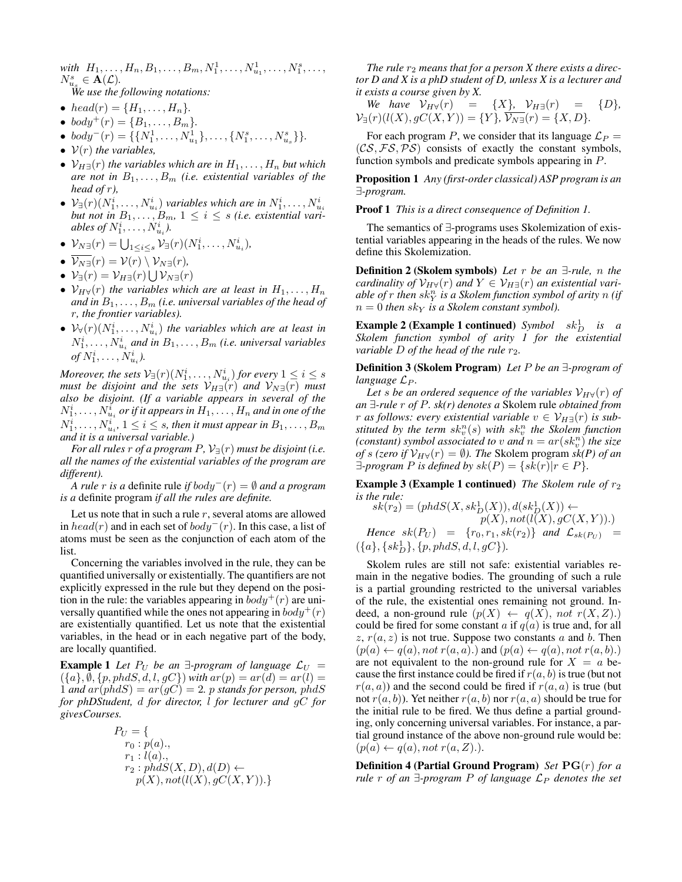*with* $H_1, \ldots, H_n, B_1, \ldots, B_m, N^1_1, \ldots, N^1_{u_1}, \ldots, N^s_1, \ldots, N^s_{u_s} \in \mathbf{A}(\mathcal{L})$.

*We use the following notations:*

- $head(r) = \{H_1, \ldots, H_n\}$.
- $body^+(r) = \{B_1, \ldots, B_m\}$.
- $body^-(r) = \{\{N^1_1, \ldots, N^1_{u_1}\}, \ldots, \{N^s_1, \ldots, N^s_{u_s}\}\}$.
- $\mathcal{V}(r)$ *the variables,*
- $\mathcal{V}_{H\exists}(r)$ *the variables which are in* $H_1, \ldots, H_n$ *but which are not in* $B_1, \ldots, B_m$ *(i.e. existential variables of the head of* $r$*),*
- $\mathcal{V}_{\exists}(r)(N^i_1, \ldots, N^i_{u_i})$ *variables which are in* $N^i_1, \ldots, N^i_{u_i}$ *but not in* $B_1, \ldots, B_m$, $1 \le i \le s$ *(i.e. existential variables of* $N^i_1, \ldots, N^i_{u_i}$*).*
- $\mathcal{V}_{N\exists}(r) = \bigcup_{1 \le i \le s} \mathcal{V}_{\exists}(r)(N^i_1, \ldots, N^i_{u_i})$,
- $\overline{\mathcal{V}_{N\exists}}(r) = \mathcal{V}(r) \setminus \mathcal{V}_{N\exists}(r)$,
- $\mathcal{V}_{\exists}(r) = \mathcal{V}_{H\exists}(r) \bigcup \mathcal{V}_{N\exists}(r)$
- $\mathcal{V}_{H\forall}(r)$ *the variables which are at least in* $H_1, \ldots, H_n$ *and in* $B_1, \ldots, B_m$ *(i.e. universal variables of the head of* $r$*, the frontier variables).*
- $\mathcal{V}_{\forall}(r)(N^i_1, \ldots, N^i_{u_i})$ *the variables which are at least in* $N^i_1, \ldots, N^i_{u_i}$ *and in* $B_1, \ldots, B_m$ *(i.e. universal variables of* $N^i_1, \ldots, N^i_{u_i}$*).*

*Moreover, the sets* $\mathcal{V}_{\exists}(r)(N^i_1, \ldots, N^i_{u_i})$ *for every* $1 \le i \le s$ *must be disjoint and the sets* $\mathcal{V}_{H\exists}(r)$ *and* $\mathcal{V}_{N\exists}(r)$ *must also be disjoint. (If a variable appears in several of the* $N^i_1, \ldots, N^i_{u_i}$ *or if it appears in* $H_1, \ldots, H_n$ *and in one of the* $N^i_1, \ldots, N^i_{u_i}$, $1 \le i \le s$*, then it must appear in* $B_1, \ldots, B_m$ *and it is a universal variable.)*

*For all rules* $r$ *of a program* $P$, $\mathcal{V}_{\exists}(r)$ *must be disjoint (i.e. all the names of the existential variables of the program are different).*

*A rule* $r$ *is a* definite rule *if* $body^-(r) = \emptyset$ *and a program is a* definite program *if all the rules are definite.*

Let us note that in such a rule $r$, several atoms are allowed in $head(r)$ and in each set of $body^-(r)$. In this case, a list of atoms must be seen as the conjunction of each atom of the list.

Concerning the variables involved in the rule, they can be quantified universally or existentially. The quantifiers are not explicitly expressed in the rule but they depend on the position in the rule: the variables appearing in $body^+(r)$ are universally quantified while the ones not appearing in $body^+(r)$ are existentially quantified. Let us note that the existential variables, in the head or in each negative part of the body, are locally quantified.

**Example 1** *Let* $P_U$ *be an* $\exists$*-program of language* $\mathcal{L}_U = (\{a\}, \emptyset, \{p, phdS, d, l, gC\})$ *with* $ar(p) = ar(d) = ar(l) = 1$ *and* $ar(phdS) = ar(gC) = 2$*.* $p$ *stands for person,* $phdS$ *for phDStudent,* $d$ *for director,* $l$ *for lecturer and* $gC$ *for givesCourses.*

$$
\begin{aligned}
P_U = \{ & \\
& r_0 : p(a).,\\
& r_1 : l(a).,\\
& r_2 : phdS(X, D), d(D) \leftarrow \\
& \quad p(X), not(l(X), gC(X, Y)).\}
\end{aligned}
$$

*The rule* $r_2$ *means that for a person X there exists a director D and X is a phD student of D, unless X is a lecturer and it exists a course given by X.*

*We have* $\mathcal{V}_{H\forall}(r) = \{X\}$, $\mathcal{V}_{H\exists}(r) = \{D\}$, $\mathcal{V}_{\exists}(r)(l(X), gC(X, Y)) = \{Y\}$, $\overline{\mathcal{V}_{N\exists}}(r) = \{X, D\}$.

For each program $P$, we consider that its language $\mathcal{L}_P = (\mathcal{CS}, \mathcal{FS}, \mathcal{PS})$ consists of exactly the constant symbols, function symbols and predicate symbols appearing in $P$.

**Proposition 1** *Any (first-order classical) ASP program is an* $\exists$*-program.*

**Proof 1** *This is a direct consequence of Definition 1.*

The semantics of $\exists$-programs uses Skolemization of existential variables appearing in the heads of the rules. We now define this Skolemization.

**Definition 2 (Skolem symbols)** *Let* $r$ *be an* $\exists$*-rule,* $n$ *the cardinality of* $\mathcal{V}_{H\forall}(r)$ *and* $Y \in \mathcal{V}_{H\exists}(r)$ *an existential variable of* $r$ *then* $sk^n_Y$ *is a Skolem function symbol of arity* $n$ *(if* $n = 0$ *then* $sk_Y$ *is a Skolem constant symbol).*

**Example 2 (Example 1 continued)** *Symbol* $sk^1_D$ *is a Skolem function symbol of arity 1 for the existential variable* $D$ *of the head of the rule* $r_2$*.*

**Definition 3 (Skolem Program)** *Let* $P$ *be an* $\exists$*-program of language* $\mathcal{L}_P$*.*

*Let* $s$ *be an ordered sequence of the variables* $\mathcal{V}_{H\forall}(r)$ *of an* $\exists$*-rule* $r$ *of* $P$*. sk(r) denotes a* Skolem rule *obtained from* $r$ *as follows: every existential variable* $v \in \mathcal{V}_{H\exists}(r)$ *is substituted by the term* $sk^n_v(s)$ *with* $sk^n_v$ *the Skolem function (constant) symbol associated to* $v$ *and* $n = ar(sk^n_v)$ *the size of* $s$ *(zero if* $\mathcal{V}_{H\forall}(r) = \emptyset$*). The* Skolem program *sk(P) of an* $\exists$*-program* $P$ *is defined by* $sk(P) = \{sk(r) | r \in P\}$*.*

**Example 3 (Example 1 continued)** *The Skolem rule of* $r_2$ *is the rule:*

$$
\begin{aligned}
sk(r_2) = (& phdS(X, sk^1_D(X)), d(sk^1_D(X)) \leftarrow \\
& p(X), not(l(X), gC(X, Y)).)
\end{aligned}
$$

*Hence* $sk(P_U) = \{r_0, r_1, sk(r_2)\}$ *and* $\mathcal{L}_{sk(P_U)} = (\{a\}, \{sk^1_D\}, \{p, phdS, d, l, gC\})$*.*

Skolem rules are still not safe: existential variables remain in the negative bodies. The grounding of such a rule is a partial grounding restricted to the universal variables of the rule, the existential ones remaining not ground. Indeed, a non-ground rule $(p(X) \leftarrow q(X), \ not \ r(X, Z).)$ could be fired for some constant $a$ if $q(a)$ is true and, for all $z$, $r(a, z)$ is not true. Suppose two constants $a$ and $b$. Then $(p(a) \leftarrow q(a), not \ r(a, a).)$ and $(p(a) \leftarrow q(a), not \ r(a, b).)$ are not equivalent to the non-ground rule for $X = a$ because the first instance could be fired if $r(a, b)$ is true (but not $r(a, a)$) and the second could be fired if $r(a, a)$ is true (but not $r(a, b)$). Yet neither $r(a, b)$ nor $r(a, a)$ should be true for the initial rule to be fired. We thus define a partial grounding, only concerning universal variables. For instance, a partial ground instance of the above non-ground rule would be: $(p(a) \leftarrow q(a), not \ r(a, Z).)$.

**Definition 4 (Partial Ground Program)** *Set* $\mathbf{PG}(r)$ *for a rule* $r$ *of an* $\exists$*-program* $P$ *of language* $\mathcal{L}_P$ *denotes the set*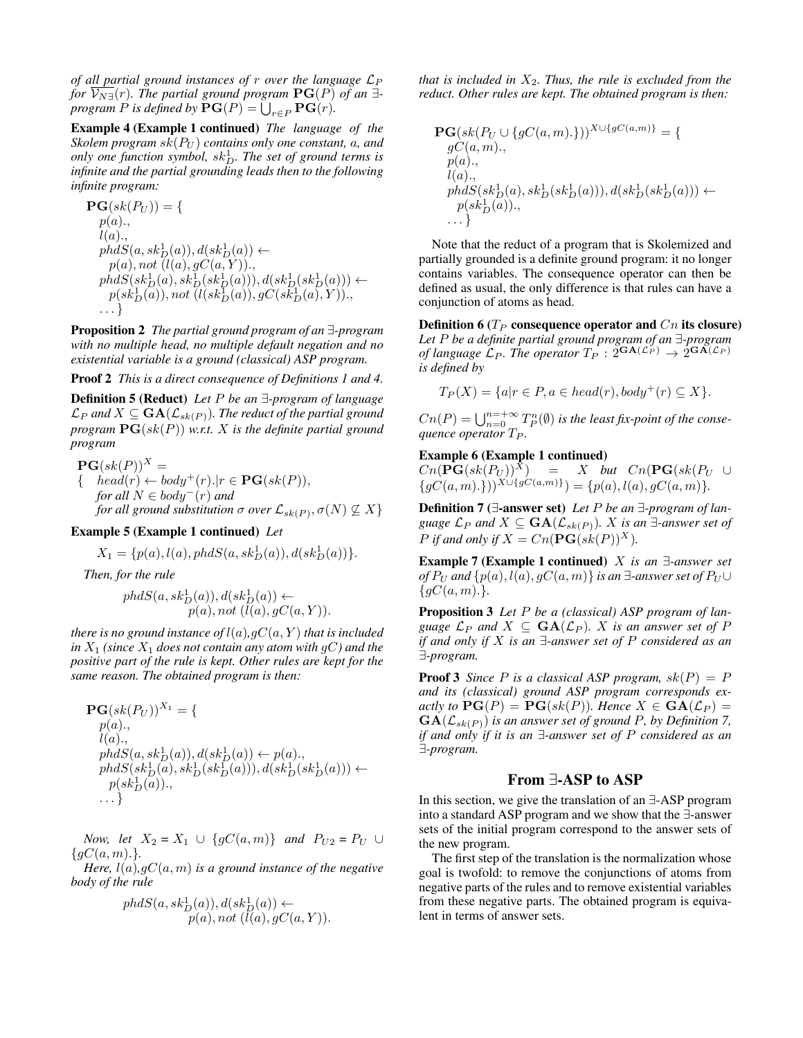*of all partial ground instances of $r$ over the language $\mathcal{L}_P$ for $\overline{\mathcal{V}_{N\exists}}(r)$. The partial ground program $\mathbf{PG}(P)$ of an $\exists$-program $P$ is defined by $\mathbf{PG}(P) = \bigcup_{r \in P} \mathbf{PG}(r)$.*

**Example 4 (Example 1 continued)** *The language of the Skolem program $sk(P_U)$ contains only one constant, $a$, and only one function symbol, $sk_D^1$. The set of ground terms is infinite and the partial grounding leads then to the following infinite program:*

$$
\begin{array}{l}
\mathbf{PG}(sk(P_U)) = \{ \\
\quad p(a)., \\
\quad l(a)., \\
\quad phdS(a, sk_D^1(a)), d(sk_D^1(a)) \leftarrow \\
\quad\quad p(a), not\ (l(a), gC(a, Y))., \\
\quad phdS(sk_D^1(a), sk_D^1(sk_D^1(a))), d(sk_D^1(sk_D^1(a))) \leftarrow \\
\quad\quad p(sk_D^1(a)), not\ (l(sk_D^1(a)), gC(sk_D^1(a), Y))., \\
\quad \ldots \}
\end{array}
$$

**Proposition 2** *The partial ground program of an $\exists$-program with no multiple head, no multiple default negation and no existential variable is a ground (classical) ASP program.*

**Proof 2** *This is a direct consequence of Definitions 1 and 4.*

**Definition 5 (Reduct)** *Let $P$ be an $\exists$-program of language $\mathcal{L}_P$ and $X \subseteq \mathbf{GA}(\mathcal{L}_{sk(P)})$. The reduct of the partial ground program $\mathbf{PG}(sk(P))$ w.r.t. $X$ is the definite partial ground program*

$$
\begin{array}{l}
\mathbf{PG}(sk(P))^X = \\
\{ \quad head(r) \leftarrow body^+(r).|r \in \mathbf{PG}(sk(P)), \\
\quad\ \text{for all } N \in body^-(r) \text{ and} \\
\quad\ \text{for all ground substitution } \sigma \text{ over } \mathcal{L}_{sk(P)}, \sigma(N) \not\subseteq X\}
\end{array}
$$

**Example 5 (Example 1 continued)** *Let*

$$X_1 = \{p(a), l(a), phdS(a, sk_D^1(a)), d(sk_D^1(a))\}.$$

*Then, for the rule*

$$
\begin{array}{r}
phdS(a, sk_D^1(a)), d(sk_D^1(a)) \leftarrow \\
p(a), not\ (l(a), gC(a, Y)).
\end{array}
$$

*there is no ground instance of $l(a),gC(a, Y)$ that is included in $X_1$ (since $X_1$ does not contain any atom with $gC$) and the positive part of the rule is kept. Other rules are kept for the same reason. The obtained program is then:*

$$
\begin{array}{l}
\mathbf{PG}(sk(P_U))^{X_1} = \{ \\
\quad p(a)., \\
\quad l(a)., \\
\quad phdS(a, sk_D^1(a)), d(sk_D^1(a)) \leftarrow p(a)., \\
\quad phdS(sk_D^1(a), sk_D^1(sk_D^1(a))), d(sk_D^1(sk_D^1(a))) \leftarrow \\
\quad\quad p(sk_D^1(a))., \\
\quad \ldots \}
\end{array}
$$

*Now, let $X_2 = X_1 \cup \{gC(a, m)\}$ and $P_{U2} = P_U \cup \{gC(a, m).\}$.*

*Here, $l(a),gC(a, m)$ is a ground instance of the negative body of the rule*

$$
\begin{array}{r}
phdS(a, sk_D^1(a)), d(sk_D^1(a)) \leftarrow \\
p(a), not\ (l(a), gC(a, Y)).
\end{array}
$$

*that is included in $X_2$. Thus, the rule is excluded from the reduct. Other rules are kept. The obtained program is then:*

$$
\begin{array}{l}
\mathbf{PG}(sk(P_U \cup \{gC(a, m).\}))^{X \cup \{gC(a,m)\}} = \{ \\
\quad gC(a, m)., \\
\quad p(a)., \\
\quad l(a)., \\
\quad phdS(sk_D^1(a), sk_D^1(sk_D^1(a))), d(sk_D^1(sk_D^1(a))) \leftarrow \\
\quad\quad p(sk_D^1(a))., \\
\quad \ldots \}
\end{array}
$$

Note that the reduct of a program that is Skolemized and partially grounded is a definite ground program: it no longer contains variables. The consequence operator can then be defined as usual, the only difference is that rules can have a conjunction of atoms as head.

**Definition 6 ($T_P$ consequence operator and $Cn$ its closure)** *Let $P$ be a definite partial ground program of an $\exists$-program of language $\mathcal{L}_P$. The operator $T_P : 2^{\mathbf{GA}(\mathcal{L}_P)} \rightarrow 2^{\mathbf{GA}(\mathcal{L}_P)}$ is defined by*

$$T_P(X) = \{a|r \in P, a \in head(r), body^+(r) \subseteq X\}.$$

*$Cn(P) = \bigcup_{n=0}^{n=+\infty} T_P^n(\emptyset)$ is the least fix-point of the consequence operator $T_P$.*

**Example 6 (Example 1 continued)** *$Cn(\mathbf{PG}(sk(P_U))^X) = X$ but $Cn(\mathbf{PG}(sk(P_U \cup \{gC(a, m).\}))^{X \cup \{gC(a,m)\}}) = \{p(a), l(a), gC(a, m)\}$.*

**Definition 7 ($\exists$-answer set)** *Let $P$ be an $\exists$-program of language $\mathcal{L}_P$ and $X \subseteq \mathbf{GA}(\mathcal{L}_{sk(P)})$. $X$ is an $\exists$-answer set of $P$ if and only if $X = Cn(\mathbf{PG}(sk(P))^X)$.*

**Example 7 (Example 1 continued)** *$X$ is an $\exists$-answer set of $P_U$ and $\{p(a), l(a), gC(a, m)\}$ is an $\exists$-answer set of $P_U \cup \{gC(a, m).\}$.*

**Proposition 3** *Let $P$ be a (classical) ASP program of language $\mathcal{L}_P$ and $X \subseteq \mathbf{GA}(\mathcal{L}_P)$. $X$ is an answer set of $P$ if and only if $X$ is an $\exists$-answer set of $P$ considered as an $\exists$-program.*

**Proof 3** *Since $P$ is a classical ASP program, $sk(P) = P$ and its (classical) ground ASP program corresponds exactly to $\mathbf{PG}(P) = \mathbf{PG}(sk(P))$. Hence $X \in \mathbf{GA}(\mathcal{L}_P) = \mathbf{GA}(\mathcal{L}_{sk(P)})$ is an answer set of ground $P$, by Definition 7, if and only if it is an $\exists$-answer set of $P$ considered as an $\exists$-program.*

## From $\exists$-ASP to ASP

In this section, we give the translation of an $\exists$-ASP program into a standard ASP program and we show that the $\exists$-answer sets of the initial program correspond to the answer sets of the new program.

The first step of the translation is the normalization whose goal is twofold: to remove the conjunctions of atoms from negative parts of the rules and to remove existential variables from these negative parts. The obtained program is equivalent in terms of answer sets.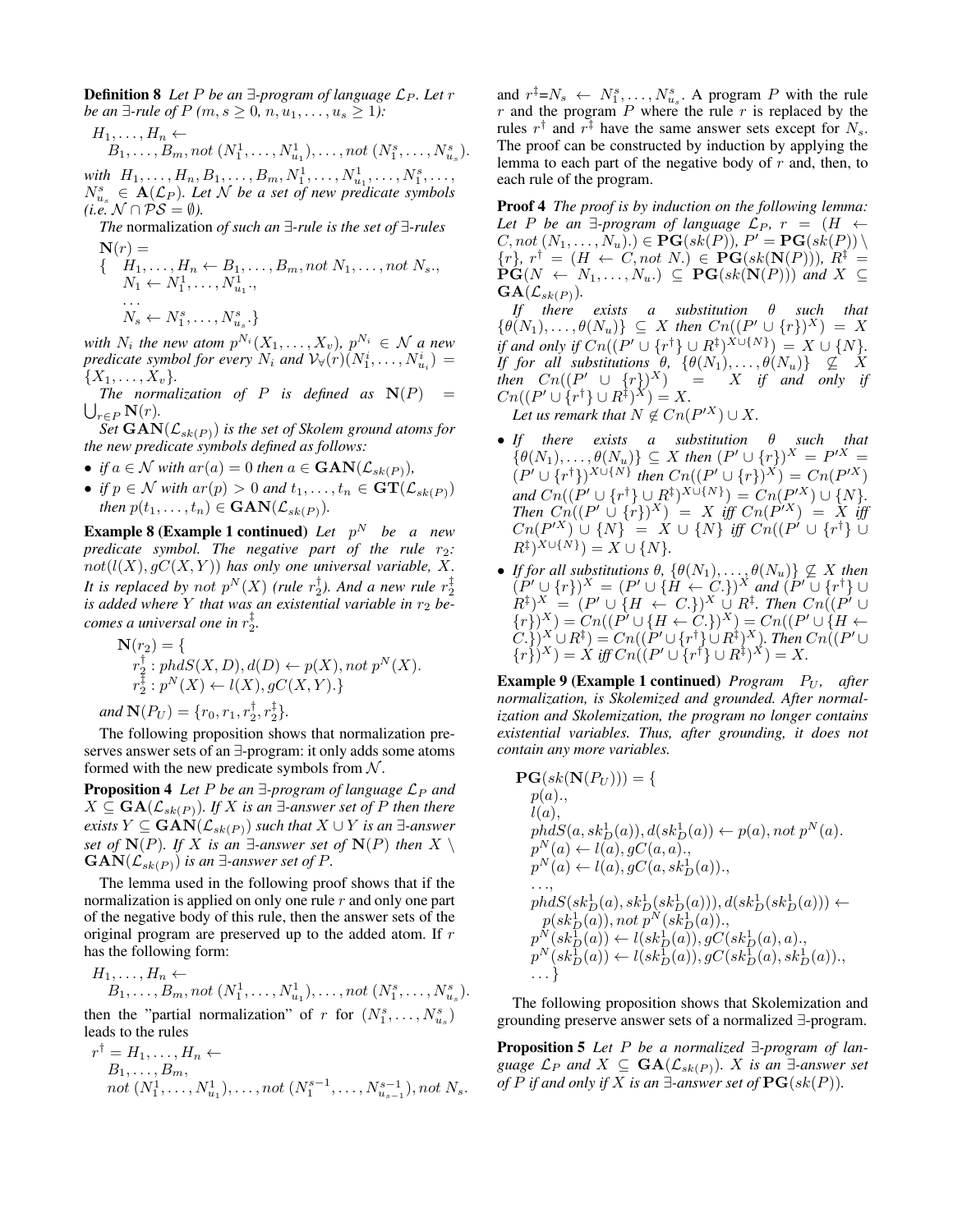**Definition 8** *Let $P$ be an $\exists$-program of language $\mathcal{L}_P$. Let $r$ be an $\exists$-rule of $P$ ($m, s \geq 0$, $n, u_1, \ldots, u_s \geq 1$):*

$$H_1, \ldots, H_n \leftarrow B_1, \ldots, B_m, not\ (N_1^1, \ldots, N_{u_1}^1), \ldots, not\ (N_1^s, \ldots, N_{u_s}^s).$$

*with $H_1, \ldots, H_n, B_1, \ldots, B_m, N_1^1, \ldots, N_{u_1}^1, \ldots, N_1^s, \ldots, N_{u_s}^s \in \mathbf{A}(\mathcal{L}_P)$. Let $\mathcal{N}$ be a set of new predicate symbols (i.e. $\mathcal{N} \cap \mathcal{PS} = \emptyset$).*

*The* normalization *of such an $\exists$-rule is the set of $\exists$-rules*

$$\mathbf{N}(r) = \{ \ H_1, \ldots, H_n \leftarrow B_1, \ldots, B_m, not\ N_1, \ldots, not\ N_s., \ N_1 \leftarrow N_1^1, \ldots, N_{u_1}^1., \ \ldots \ N_s \leftarrow N_1^s, \ldots, N_{u_s}^s.\}$$

*with $N_i$ the new atom $p^{N_i}(X_1, \ldots, X_v)$, $p^{N_i} \in \mathcal{N}$ a new predicate symbol for every $N_i$ and $\mathcal{V}_\forall(r)(N_1^i, \ldots, N_{u_i}^i) = \{X_1, \ldots, X_v\}$.*

*The normalization of $P$ is defined as $\mathbf{N}(P) = \bigcup_{r \in P} \mathbf{N}(r)$.*

*Set $\mathbf{GAN}(\mathcal{L}_{sk(P)})$ is the set of Skolem ground atoms for the new predicate symbols defined as follows:*

- *if $a \in \mathcal{N}$ with $ar(a) = 0$ then $a \in \mathbf{GAN}(\mathcal{L}_{sk(P)})$,*
- *if $p \in \mathcal{N}$ with $ar(p) > 0$ and $t_1, \ldots, t_n \in \mathbf{GT}(\mathcal{L}_{sk(P)})$ then $p(t_1, \ldots, t_n) \in \mathbf{GAN}(\mathcal{L}_{sk(P)})$.*

**Example 8 (Example 1 continued)** *Let $p^N$ be a new predicate symbol. The negative part of the rule $r_2$: $not(l(X), gC(X, Y))$ has only one universal variable, $X$. It is replaced by $not\ p^N(X)$ (rule $r_2^\dagger$). And a new rule $r_2^\ddagger$ is added where $Y$ that was an existential variable in $r_2$ becomes a universal one in $r_2^\ddagger$.*

$$\begin{aligned}
&\mathbf{N}(r_2) = \{ \\
&\quad r_2^\dagger : phdS(X, D), d(D) \leftarrow p(X), not\ p^N(X). \\
&\quad r_2^\ddagger : p^N(X) \leftarrow l(X), gC(X, Y).\}
\end{aligned}$$

*and $\mathbf{N}(P_U) = \{r_0, r_1, r_2^\dagger, r_2^\ddagger\}$.*

The following proposition shows that normalization preserves answer sets of an $\exists$-program: it only adds some atoms formed with the new predicate symbols from $\mathcal{N}$.

**Proposition 4** *Let $P$ be an $\exists$-program of language $\mathcal{L}_P$ and $X \subseteq \mathbf{GA}(\mathcal{L}_{sk(P)})$. If $X$ is an $\exists$-answer set of $P$ then there exists $Y \subseteq \mathbf{GAN}(\mathcal{L}_{sk(P)})$ such that $X \cup Y$ is an $\exists$-answer set of $\mathbf{N}(P)$. If $X$ is an $\exists$-answer set of $\mathbf{N}(P)$ then $X \setminus \mathbf{GAN}(\mathcal{L}_{sk(P)})$ is an $\exists$-answer set of $P$.*

The lemma used in the following proof shows that if the normalization is applied on only one rule $r$ and only one part of the negative body of this rule, then the answer sets of the original program are preserved up to the added atom. If $r$ has the following form:

$$H_1, \ldots, H_n \leftarrow B_1, \ldots, B_m, not\ (N_1^1, \ldots, N_{u_1}^1), \ldots, not\ (N_1^s, \ldots, N_{u_s}^s).$$

then the "partial normalization" of $r$ for $(N_1^s, \ldots, N_{u_s}^s)$ leads to the rules

$$r^\dagger = H_1, \ldots, H_n \leftarrow B_1, \ldots, B_m, not\ (N_1^1, \ldots, N_{u_1}^1), \ldots, not\ (N_1^{s-1}, \ldots, N_{u_{s-1}}^{s-1}), not\ N_s.$$

and $r^\ddagger = N_s \leftarrow N_1^s, \ldots, N_{u_s}^s$. A program $P$ with the rule $r$ and the program $P$ where the rule $r$ is replaced by the rules $r^\dagger$ and $r^\ddagger$ have the same answer sets except for $N_s$. The proof can be constructed by induction by applying the lemma to each part of the negative body of $r$ and, then, to each rule of the program.

**Proof 4** *The proof is by induction on the following lemma: Let $P$ be an $\exists$-program of language $\mathcal{L}_P$, $r = (H \leftarrow C, not\ (N_1, \ldots, N_u).) \in \mathbf{PG}(sk(P))$, $P' = \mathbf{PG}(sk(P)) \setminus \{r\}$, $r^\dagger = (H \leftarrow C, not\ N.) \in \mathbf{PG}(sk(\mathbf{N}(P)))$, $R^\ddagger = \mathbf{PG}(N \leftarrow N_1, \ldots, N_u.) \subseteq \mathbf{PG}(sk(\mathbf{N}(P)))$ and $X \subseteq \mathbf{GA}(\mathcal{L}_{sk(P)})$.*

*If there exists a substitution $\theta$ such that $\{\theta(N_1), \ldots, \theta(N_u)\} \subseteq X$ then $Cn((P' \cup \{r\})^X) = X$ if and only if $Cn((P' \cup \{r^\dagger\} \cup R^\ddagger)^{X \cup \{N\}}) = X \cup \{N\}$. If for all substitutions $\theta$, $\{\theta(N_1), \ldots, \theta(N_u)\} \not\subseteq X$ then $Cn((P' \cup \{r\})^X) = X$ if and only if $Cn((P' \cup \{r^\dagger\} \cup R^\ddagger)^X) = X$.*

*Let us remark that $N \notin Cn(P'^X) \cup X$.*

- *If there exists a substitution $\theta$ such that $\{\theta(N_1), \ldots, \theta(N_u)\} \subseteq X$ then $(P' \cup \{r\})^X = P'^X = (P' \cup \{r^\dagger\})^{X \cup \{N\}}$ then $Cn((P' \cup \{r\})^X) = Cn(P'^X)$ and $Cn((P' \cup \{r^\dagger\} \cup R^\ddagger)^{X \cup \{N\}}) = Cn(P'^X) \cup \{N\}$. Then $Cn((P' \cup \{r\})^X) = X$ iff $Cn(P'^X) = X$ iff $Cn(P'^X) \cup \{N\} = X \cup \{N\}$ iff $Cn((P' \cup \{r^\dagger\} \cup R^\ddagger)^{X \cup \{N\}}) = X \cup \{N\}$.*
- *If for all substitutions $\theta$, $\{\theta(N_1), \ldots, \theta(N_u)\} \not\subseteq X$ then $(P' \cup \{r\})^X = (P' \cup \{H \leftarrow C.\})^X$ and $(P' \cup \{r^\dagger\} \cup R^\ddagger)^X = (P' \cup \{H \leftarrow C.\})^X \cup R^\ddagger$. Then $Cn((P' \cup \{r\})^X) = Cn((P' \cup \{H \leftarrow C.\})^X) = Cn((P' \cup \{H \leftarrow C.\})^X \cup R^\ddagger) = Cn((P' \cup \{r^\dagger\} \cup R^\ddagger)^X)$. Then $Cn((P' \cup \{r\})^X) = X$ iff $Cn((P' \cup \{r^\dagger\} \cup R^\ddagger)^X) = X$.*

**Example 9 (Example 1 continued)** *Program $P_U$, after normalization, is Skolemized and grounded. After normalization and Skolemization, the program no longer contains existential variables. Thus, after grounding, it does not contain any more variables.*

$$\begin{aligned}
&\mathbf{PG}(sk(\mathbf{N}(P_U))) = \{ \\
&\quad p(a)., \\
&\quad l(a), \\
&\quad phdS(a, sk_D^1(a)), d(sk_D^1(a)) \leftarrow p(a), not\ p^N(a). \\
&\quad p^N(a) \leftarrow l(a), gC(a, a)., \\
&\quad p^N(a) \leftarrow l(a), gC(a, sk_D^1(a))., \\
&\quad \ldots, \\
&\quad phdS(sk_D^1(a), sk_D^1(sk_D^1(a))), d(sk_D^1(sk_D^1(a))) \leftarrow \\
&\qquad p(sk_D^1(a)), not\ p^N(sk_D^1(a))., \\
&\quad p^N(sk_D^1(a)) \leftarrow l(sk_D^1(a)), gC(sk_D^1(a), a)., \\
&\quad p^N(sk_D^1(a)) \leftarrow l(sk_D^1(a)), gC(sk_D^1(a), sk_D^1(a))., \\
&\quad \ldots \}
\end{aligned}$$

The following proposition shows that Skolemization and grounding preserve answer sets of a normalized $\exists$-program.

**Proposition 5** *Let $P$ be a normalized $\exists$-program of language $\mathcal{L}_P$ and $X \subseteq \mathbf{GA}(\mathcal{L}_{sk(P)})$. $X$ is an $\exists$-answer set of $P$ if and only if $X$ is an $\exists$-answer set of $\mathbf{PG}(sk(P))$.*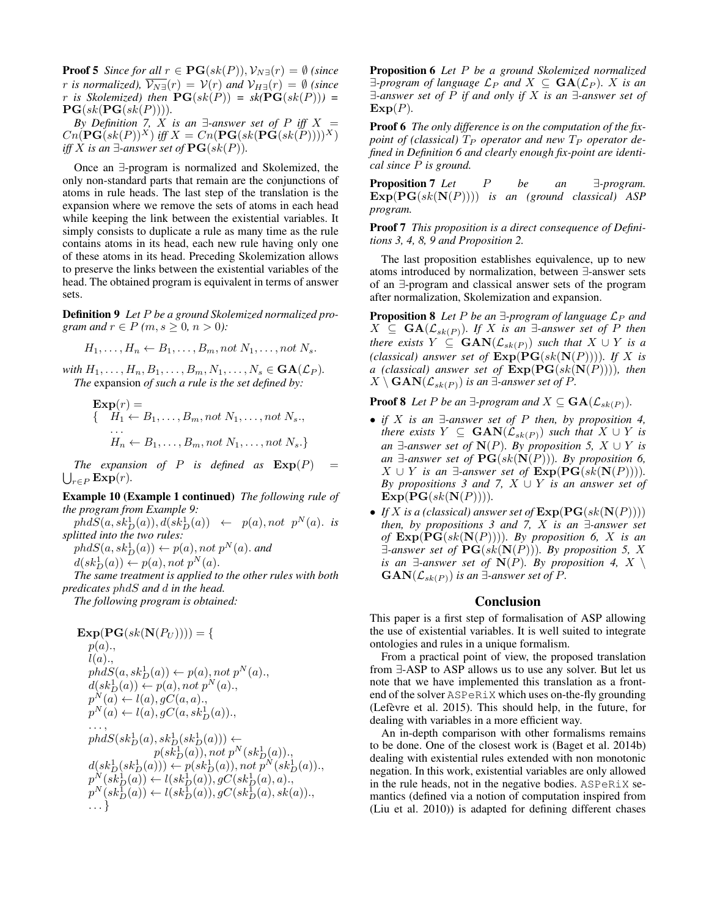**Proof 5** *Since for all $r \in \mathbf{PG}(sk(P)), \mathcal{V}_{N\exists}(r) = \emptyset$ (since $r$ is normalized), $\overline{\mathcal{V}_{N\exists}}(r) = \mathcal{V}(r)$ and $\mathcal{V}_{H\exists}(r) = \emptyset$ (since $r$ is Skolemized) then $\mathbf{PG}(sk(P))$ = $sk(\mathbf{PG}(sk(P)))$ = $\mathbf{PG}(sk(\mathbf{PG}(sk(P))))$.*

*By Definition 7, $X$ is an $\exists$-answer set of $P$ iff $X = Cn(\mathbf{PG}(sk(P))^X)$ iff $X = Cn(\mathbf{PG}(sk(\mathbf{PG}(sk(P))))^X)$ iff $X$ is an $\exists$-answer set of $\mathbf{PG}(sk(P))$.*

Once an $\exists$-program is normalized and Skolemized, the only non-standard parts that remain are the conjunctions of atoms in rule heads. The last step of the translation is the expansion where we remove the sets of atoms in each head while keeping the link between the existential variables. It simply consists to duplicate a rule as many time as the rule contains atoms in its head, each new rule having only one of these atoms in its head. Preceding Skolemization allows to preserve the links between the existential variables of the head. The obtained program is equivalent in terms of answer sets.

**Definition 9** *Let $P$ be a ground Skolemized normalized program and $r \in P$ ($m, s \geq 0$, $n > 0$):*

$$H_1, \ldots, H_n \leftarrow B_1, \ldots, B_m, not\ N_1, \ldots, not\ N_s.$$

*with $H_1, \ldots, H_n, B_1, \ldots, B_m, N_1, \ldots, N_s \in \mathbf{GA}(\mathcal{L}_P)$. The* expansion *of such a rule is the set defined by:*

$$\begin{array}{l} \mathbf{Exp}(r) = \\ \{ \quad H_1 \leftarrow B_1, \ldots, B_m, not\ N_1, \ldots, not\ N_s., \\ \quad \ldots \\ \quad H_n \leftarrow B_1, \ldots, B_m, not\ N_1, \ldots, not\ N_s. \} \end{array}$$

*The expansion of $P$ is defined as $\mathbf{Exp}(P) = \bigcup_{r \in P} \mathbf{Exp}(r)$.*

**Example 10 (Example 1 continued)** *The following rule of the program from Example 9:*

*$phdS(a, sk_D^1(a)), d(sk_D^1(a)) \leftarrow p(a), not\ p^N(a).$ is splitted into the two rules:*

*$phdS(a, sk_D^1(a)) \leftarrow p(a), not\ p^N(a).$ and*

*$d(sk_D^1(a)) \leftarrow p(a), not\ p^N(a).$*

*The same treatment is applied to the other rules with both predicates $phdS$ and $d$ in the head.*

*The following program is obtained:*

$$\begin{array}{l} \mathbf{Exp}(\mathbf{PG}(sk(\mathbf{N}(P_U)))) = \{ \\ \quad p(a)., \\ \quad l(a)., \\ \quad phdS(a, sk_D^1(a)) \leftarrow p(a), not\ p^N(a)., \\ \quad d(sk_D^1(a)) \leftarrow p(a), not\ p^N(a)., \\ \quad p^N(a) \leftarrow l(a), gC(a, a)., \\ \quad p^N(a) \leftarrow l(a), gC(a, sk_D^1(a))., \\ \quad \ldots, \\ \quad phdS(sk_D^1(a), sk_D^1(sk_D^1(a))) \leftarrow \\ \quad\quad p(sk_D^1(a)), not\ p^N(sk_D^1(a))., \\ \quad d(sk_D^1(sk_D^1(a))) \leftarrow p(sk_D^1(a)), not\ p^N(sk_D^1(a))., \\ \quad p^N(sk_D^1(a)) \leftarrow l(sk_D^1(a)), gC(sk_D^1(a), a)., \\ \quad p^N(sk_D^1(a)) \leftarrow l(sk_D^1(a)), gC(sk_D^1(a), sk(a))., \\ \quad \ldots \} \end{array}$$

**Proposition 6** *Let $P$ be a ground Skolemized normalized $\exists$-program of language $\mathcal{L}_P$ and $X \subseteq \mathbf{GA}(\mathcal{L}_P)$. $X$ is an $\exists$-answer set of $P$ if and only if $X$ is an $\exists$-answer set of $\mathbf{Exp}(P)$.*

**Proof 6** *The only difference is on the computation of the fix-point of (classical) $T_P$ operator and new $T_P$ operator defined in Definition 6 and clearly enough fix-point are identical since $P$ is ground.*

**Proposition 7** *Let $P$ be an $\exists$-program. $\mathbf{Exp}(\mathbf{PG}(sk(\mathbf{N}(P))))$ is an (ground classical) ASP program.*

**Proof 7** *This proposition is a direct consequence of Definitions 3, 4, 8, 9 and Proposition 2.*

The last proposition establishes equivalence, up to new atoms introduced by normalization, between $\exists$-answer sets of an $\exists$-program and classical answer sets of the program after normalization, Skolemization and expansion.

**Proposition 8** *Let $P$ be an $\exists$-program of language $\mathcal{L}_P$ and $X \subseteq \mathbf{GA}(\mathcal{L}_{sk(P)})$. If $X$ is an $\exists$-answer set of $P$ then there exists $Y \subseteq \mathbf{GAN}(\mathcal{L}_{sk(P)})$ such that $X \cup Y$ is a (classical) answer set of $\mathbf{Exp}(\mathbf{PG}(sk(\mathbf{N}(P))))$. If $X$ is a (classical) answer set of $\mathbf{Exp}(\mathbf{PG}(sk(\mathbf{N}(P))))$, then $X \setminus \mathbf{GAN}(\mathcal{L}_{sk(P)})$ is an $\exists$-answer set of $P$.*

**Proof 8** *Let $P$ be an $\exists$-program and $X \subseteq \mathbf{GA}(\mathcal{L}_{sk(P)})$.*

- *if $X$ is an $\exists$-answer set of $P$ then, by proposition 4, there exists $Y \subseteq \mathbf{GAN}(\mathcal{L}_{sk(P)})$ such that $X \cup Y$ is an $\exists$-answer set of $\mathbf{N}(P)$. By proposition 5, $X \cup Y$ is an $\exists$-answer set of $\mathbf{PG}(sk(\mathbf{N}(P)))$. By proposition 6, $X \cup Y$ is an $\exists$-answer set of $\mathbf{Exp}(\mathbf{PG}(sk(\mathbf{N}(P))))$. By propositions 3 and 7, $X \cup Y$ is an answer set of $\mathbf{Exp}(\mathbf{PG}(sk(\mathbf{N}(P))))$.*
- *If $X$ is a (classical) answer set of $\mathbf{Exp}(\mathbf{PG}(sk(\mathbf{N}(P))))$ then, by propositions 3 and 7, $X$ is an $\exists$-answer set of $\mathbf{Exp}(\mathbf{PG}(sk(\mathbf{N}(P))))$. By proposition 6, $X$ is an $\exists$-answer set of $\mathbf{PG}(sk(\mathbf{N}(P)))$. By proposition 5, $X$ is an $\exists$-answer set of $\mathbf{N}(P)$. By proposition 4, $X \setminus \mathbf{GAN}(\mathcal{L}_{sk(P)})$ is an $\exists$-answer set of $P$.*

## Conclusion

This paper is a first step of formalisation of ASP allowing the use of existential variables. It is well suited to integrate ontologies and rules in a unique formalism.

From a practical point of view, the proposed translation from $\exists$-ASP to ASP allows us to use any solver. But let us note that we have implemented this translation as a front-end of the solver ASPeRiX which uses on-the-fly grounding (Lefèvre et al. 2015). This should help, in the future, for dealing with variables in a more efficient way.

An in-depth comparison with other formalisms remains to be done. One of the closest work is (Baget et al. 2014b) dealing with existential rules extended with non monotonic negation. In this work, existential variables are only allowed in the rule heads, not in the negative bodies. ASPeRiX semantics (defined via a notion of computation inspired from (Liu et al. 2010)) is adapted for defining different chases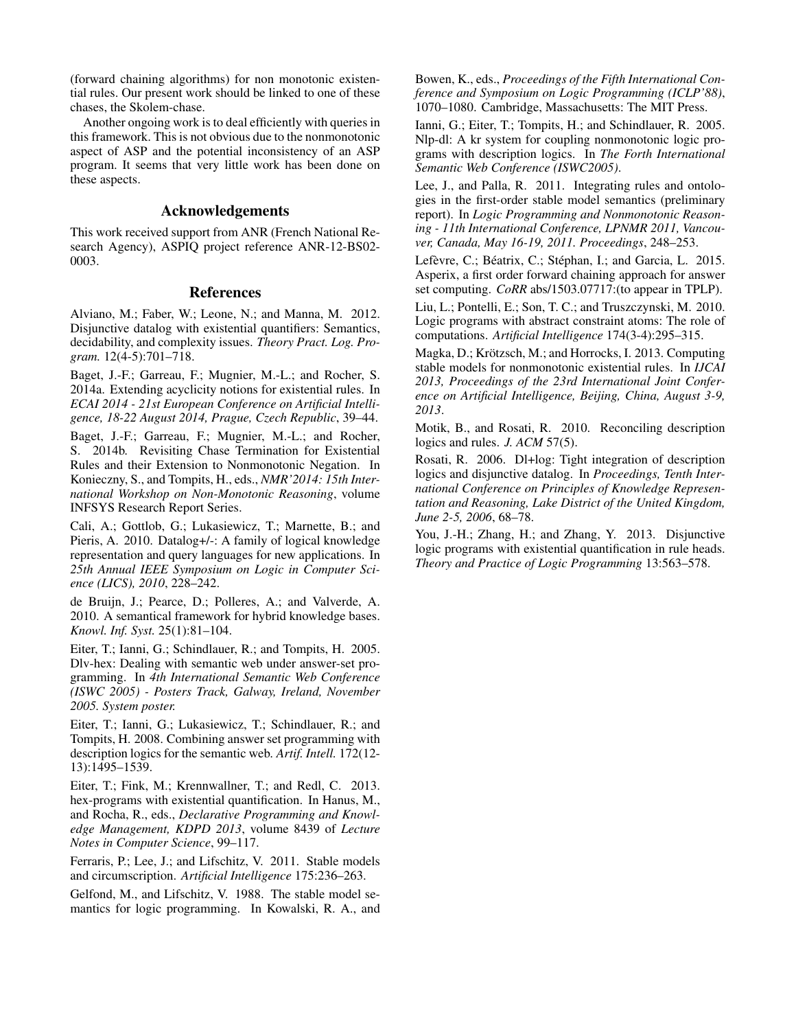(forward chaining algorithms) for non monotonic existential rules. Our present work should be linked to one of these chases, the Skolem-chase.

Another ongoing work is to deal efficiently with queries in this framework. This is not obvious due to the nonmonotonic aspect of ASP and the potential inconsistency of an ASP program. It seems that very little work has been done on these aspects.

## Acknowledgements

This work received support from ANR (French National Research Agency), ASPIQ project reference ANR-12-BS02-0003.

## References

Alviano, M.; Faber, W.; Leone, N.; and Manna, M. 2012. Disjunctive datalog with existential quantifiers: Semantics, decidability, and complexity issues. *Theory Pract. Log. Program.* 12(4-5):701–718.

Baget, J.-F.; Garreau, F.; Mugnier, M.-L.; and Rocher, S. 2014a. Extending acyclicity notions for existential rules. In *ECAI 2014 - 21st European Conference on Artificial Intelligence, 18-22 August 2014, Prague, Czech Republic*, 39–44.

Baget, J.-F.; Garreau, F.; Mugnier, M.-L.; and Rocher, S. 2014b. Revisiting Chase Termination for Existential Rules and their Extension to Nonmonotonic Negation. In Konieczny, S., and Tompits, H., eds., *NMR'2014: 15th International Workshop on Non-Monotonic Reasoning*, volume INFSYS Research Report Series.

Cali, A.; Gottlob, G.; Lukasiewicz, T.; Marnette, B.; and Pieris, A. 2010. Datalog+/-: A family of logical knowledge representation and query languages for new applications. In *25th Annual IEEE Symposium on Logic in Computer Science (LICS), 2010*, 228–242.

de Bruijn, J.; Pearce, D.; Polleres, A.; and Valverde, A. 2010. A semantical framework for hybrid knowledge bases. *Knowl. Inf. Syst.* 25(1):81–104.

Eiter, T.; Ianni, G.; Schindlauer, R.; and Tompits, H. 2005. Dlv-hex: Dealing with semantic web under answer-set programming. In *4th International Semantic Web Conference (ISWC 2005) - Posters Track, Galway, Ireland, November 2005. System poster.*

Eiter, T.; Ianni, G.; Lukasiewicz, T.; Schindlauer, R.; and Tompits, H. 2008. Combining answer set programming with description logics for the semantic web. *Artif. Intell.* 172(12-13):1495–1539.

Eiter, T.; Fink, M.; Krennwallner, T.; and Redl, C. 2013. hex-programs with existential quantification. In Hanus, M., and Rocha, R., eds., *Declarative Programming and Knowledge Management, KDPD 2013*, volume 8439 of *Lecture Notes in Computer Science*, 99–117.

Ferraris, P.; Lee, J.; and Lifschitz, V. 2011. Stable models and circumscription. *Artificial Intelligence* 175:236–263.

Gelfond, M., and Lifschitz, V. 1988. The stable model semantics for logic programming. In Kowalski, R. A., and Bowen, K., eds., *Proceedings of the Fifth International Conference and Symposium on Logic Programming (ICLP'88)*, 1070–1080. Cambridge, Massachusetts: The MIT Press.

Ianni, G.; Eiter, T.; Tompits, H.; and Schindlauer, R. 2005. Nlp-dl: A kr system for coupling nonmonotonic logic programs with description logics. In *The Forth International Semantic Web Conference (ISWC2005)*.

Lee, J., and Palla, R. 2011. Integrating rules and ontologies in the first-order stable model semantics (preliminary report). In *Logic Programming and Nonmonotonic Reasoning - 11th International Conference, LPNMR 2011, Vancouver, Canada, May 16-19, 2011. Proceedings*, 248–253.

Lefèvre, C.; Béatrix, C.; Stéphan, I.; and Garcia, L. 2015. Asperix, a first order forward chaining approach for answer set computing. *CoRR* abs/1503.07717:(to appear in TPLP).

Liu, L.; Pontelli, E.; Son, T. C.; and Truszczynski, M. 2010. Logic programs with abstract constraint atoms: The role of computations. *Artificial Intelligence* 174(3-4):295–315.

Magka, D.; Krötzsch, M.; and Horrocks, I. 2013. Computing stable models for nonmonotonic existential rules. In *IJCAI 2013, Proceedings of the 23rd International Joint Conference on Artificial Intelligence, Beijing, China, August 3-9, 2013*.

Motik, B., and Rosati, R. 2010. Reconciling description logics and rules. *J. ACM* 57(5).

Rosati, R. 2006. Dl+log: Tight integration of description logics and disjunctive datalog. In *Proceedings, Tenth International Conference on Principles of Knowledge Representation and Reasoning, Lake District of the United Kingdom, June 2-5, 2006*, 68–78.

You, J.-H.; Zhang, H.; and Zhang, Y. 2013. Disjunctive logic programs with existential quantification in rule heads. *Theory and Practice of Logic Programming* 13:563–578.